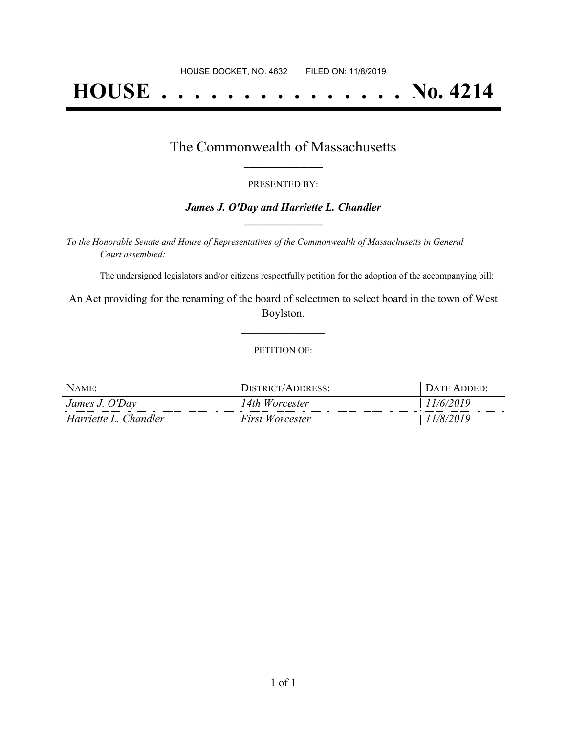HOUSE DOCKET, NO. 4632 FILED ON: 11/8/2019

# HOUSE . . . . . . . . . . . . . . . No. 4214

## The Commonwealth of Massachusetts

PRESENTED BY:

***James J. O'Day and Harriette L. Chandler***

*To the Honorable Senate and House of Representatives of the Commonwealth of Massachusetts in General Court assembled:*

The undersigned legislators and/or citizens respectfully petition for the adoption of the accompanying bill:

An Act providing for the renaming of the board of selectmen to select board in the town of West Boylston.

PETITION OF:

| NAME: | DISTRICT/ADDRESS: | DATE ADDED: |
| --- | --- | --- |
| *James J. O'Day* | *14th Worcester* | *11/6/2019* |
| *Harriette L. Chandler* | *First Worcester* | *11/8/2019* |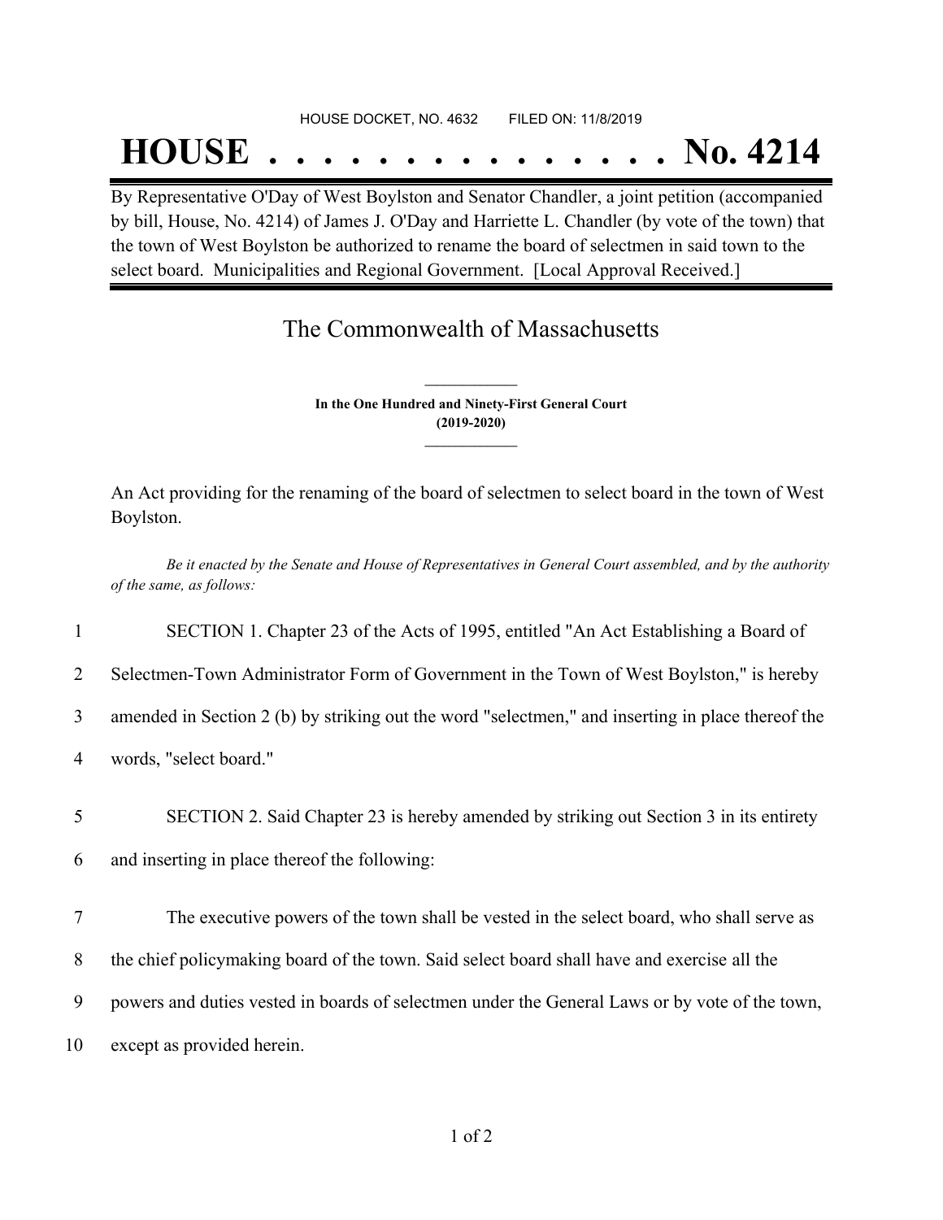HOUSE DOCKET, NO. 4632        FILED ON: 11/8/2019

# HOUSE . . . . . . . . . . . . . . . No. 4214

By Representative O'Day of West Boylston and Senator Chandler, a joint petition (accompanied by bill, House, No. 4214) of James J. O'Day and Harriette L. Chandler (by vote of the town) that the town of West Boylston be authorized to rename the board of selectmen in said town to the select board. Municipalities and Regional Government. [Local Approval Received.]

## The Commonwealth of Massachusetts

**In the One Hundred and Ninety-First General Court**
**(2019-2020)**

An Act providing for the renaming of the board of selectmen to select board in the town of West Boylston.

*Be it enacted by the Senate and House of Representatives in General Court assembled, and by the authority of the same, as follows:*

1 SECTION 1. Chapter 23 of the Acts of 1995, entitled "An Act Establishing a Board of
2 Selectmen-Town Administrator Form of Government in the Town of West Boylston," is hereby
3 amended in Section 2 (b) by striking out the word "selectmen," and inserting in place thereof the
4 words, "select board."

5 SECTION 2. Said Chapter 23 is hereby amended by striking out Section 3 in its entirety
6 and inserting in place thereof the following:

7 The executive powers of the town shall be vested in the select board, who shall serve as
8 the chief policymaking board of the town. Said select board shall have and exercise all the
9 powers and duties vested in boards of selectmen under the General Laws or by vote of the town,
10 except as provided herein.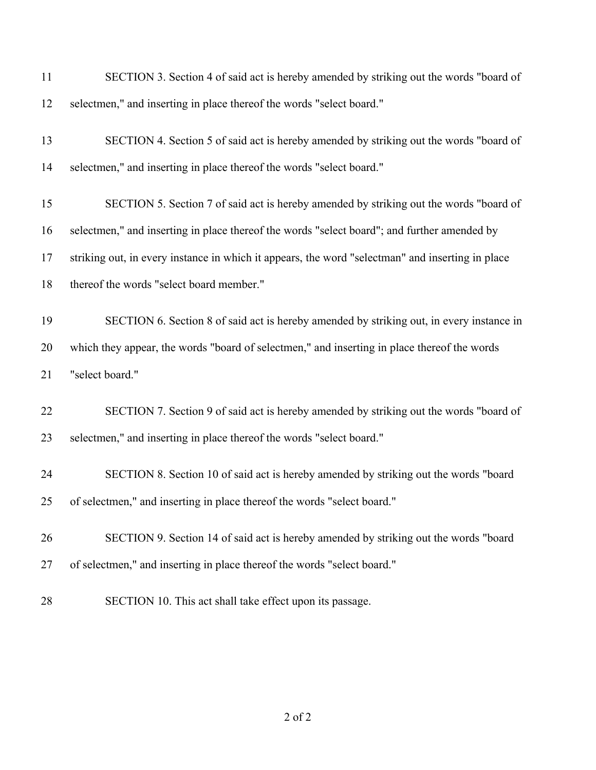SECTION 3. Section 4 of said act is hereby amended by striking out the words "board of selectmen," and inserting in place thereof the words "select board."

SECTION 4. Section 5 of said act is hereby amended by striking out the words "board of selectmen," and inserting in place thereof the words "select board."

SECTION 5. Section 7 of said act is hereby amended by striking out the words "board of selectmen," and inserting in place thereof the words "select board"; and further amended by striking out, in every instance in which it appears, the word "selectman" and inserting in place thereof the words "select board member."

SECTION 6. Section 8 of said act is hereby amended by striking out, in every instance in which they appear, the words "board of selectmen," and inserting in place thereof the words "select board."

SECTION 7. Section 9 of said act is hereby amended by striking out the words "board of selectmen," and inserting in place thereof the words "select board."

SECTION 8. Section 10 of said act is hereby amended by striking out the words "board of selectmen," and inserting in place thereof the words "select board."

SECTION 9. Section 14 of said act is hereby amended by striking out the words "board of selectmen," and inserting in place thereof the words "select board."

SECTION 10. This act shall take effect upon its passage.